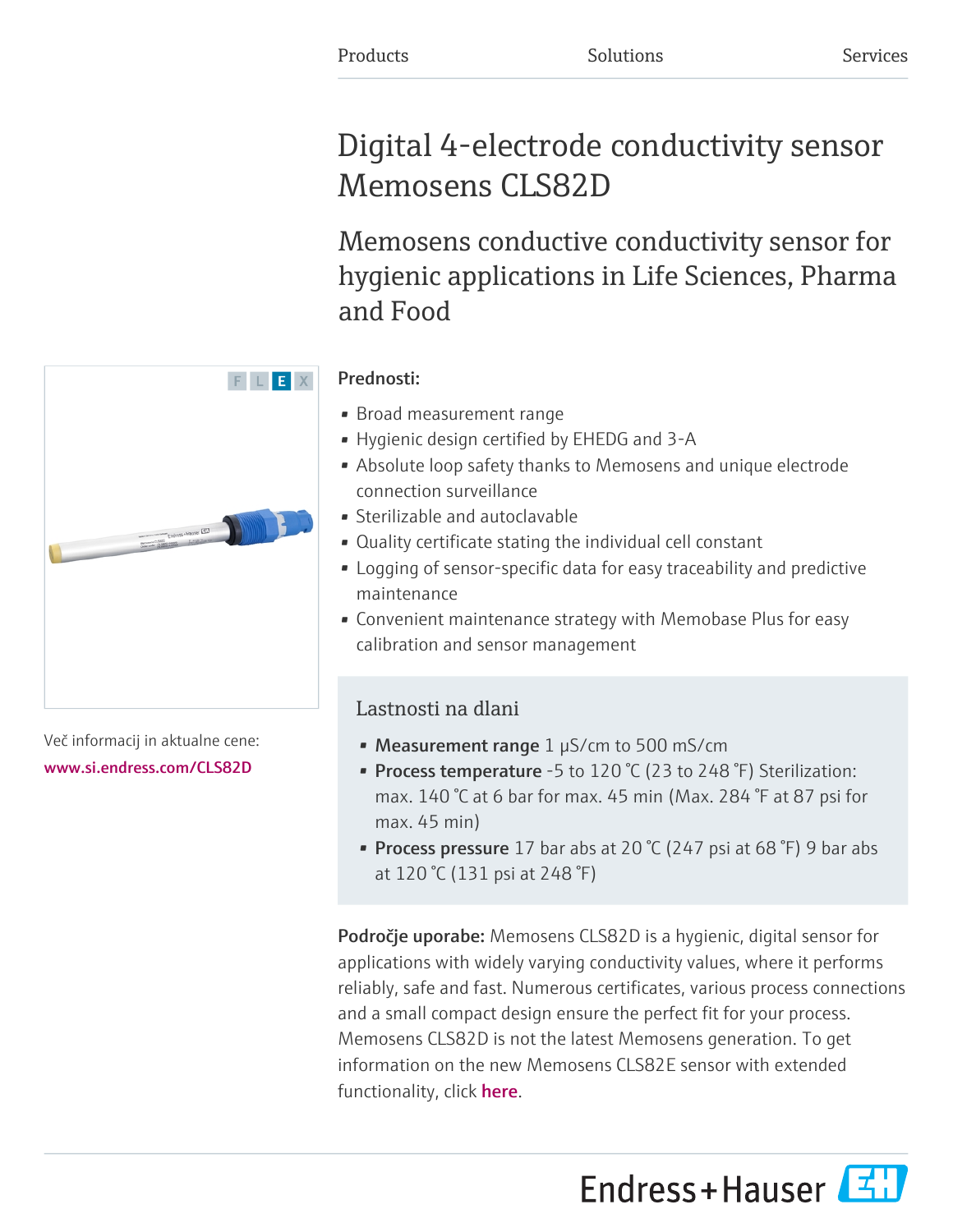Products Solutions Services

# Digital 4-electrode conductivity sensor Memosens CLS82D

## Memosens conductive conductivity sensor for hygienic applications in Life Sciences, Pharma and Food

F L E X

Več informacij in aktualne cene:
www.si.endress.com/CLS82D

**Prednosti:**

- Broad measurement range
- Hygienic design certified by EHEDG and 3-A
- Absolute loop safety thanks to Memosens and unique electrode connection surveillance
- Sterilizable and autoclavable
- Quality certificate stating the individual cell constant
- Logging of sensor-specific data for easy traceability and predictive maintenance
- Convenient maintenance strategy with Memobase Plus for easy calibration and sensor management

### Lastnosti na dlani

- **Measurement range** 1 µS/cm to 500 mS/cm
- **Process temperature** -5 to 120 °C (23 to 248 °F) Sterilization: max. 140 °C at 6 bar for max. 45 min (Max. 284 °F at 87 psi for max. 45 min)
- **Process pressure** 17 bar abs at 20 °C (247 psi at 68 °F) 9 bar abs at 120 °C (131 psi at 248 °F)

**Področje uporabe:** Memosens CLS82D is a hygienic, digital sensor for applications with widely varying conductivity values, where it performs reliably, safe and fast. Numerous certificates, various process connections and a small compact design ensure the perfect fit for your process. Memosens CLS82D is not the latest Memosens generation. To get information on the new Memosens CLS82E sensor with extended functionality, click here.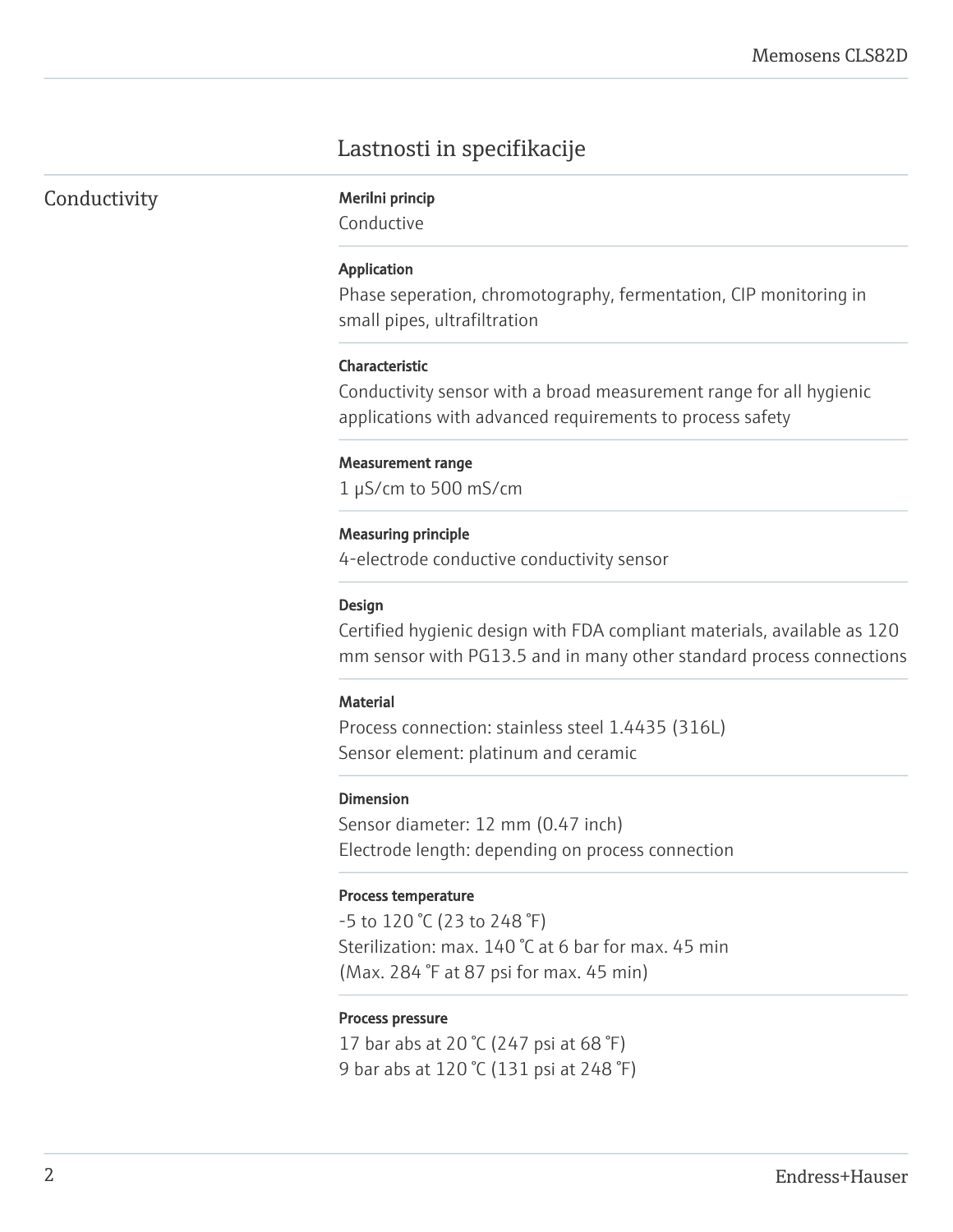## Lastnosti in specifikacije

### Conductivity

**Merilni princip**

Conductive

**Application**

Phase seperation, chromotography, fermentation, CIP monitoring in small pipes, ultrafiltration

**Characteristic**

Conductivity sensor with a broad measurement range for all hygienic applications with advanced requirements to process safety

**Measurement range**

1 µS/cm to 500 mS/cm

**Measuring principle**

4-electrode conductive conductivity sensor

**Design**

Certified hygienic design with FDA compliant materials, available as 120 mm sensor with PG13.5 and in many other standard process connections

**Material**

Process connection: stainless steel 1.4435 (316L)
Sensor element: platinum and ceramic

**Dimension**

Sensor diameter: 12 mm (0.47 inch)
Electrode length: depending on process connection

**Process temperature**

-5 to 120 °C (23 to 248 °F)
Sterilization: max. 140 °C at 6 bar for max. 45 min
(Max. 284 °F at 87 psi for max. 45 min)

**Process pressure**

17 bar abs at 20 °C (247 psi at 68 °F)
9 bar abs at 120 °C (131 psi at 248 °F)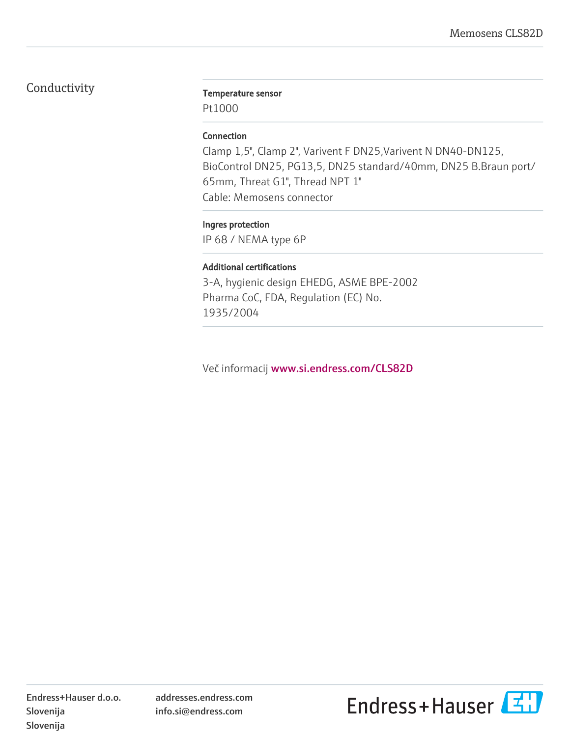## Conductivity

**Temperature sensor**

Pt1000

**Connection**

Clamp 1,5", Clamp 2", Varivent F DN25,Varivent N DN40-DN125, BioControl DN25, PG13,5, DN25 standard/40mm, DN25 B.Braun port/ 65mm, Threat G1", Thread NPT 1"
Cable: Memosens connector

**Ingres protection**

IP 68 / NEMA type 6P

**Additional certifications**

3-A, hygienic design EHEDG, ASME BPE-2002
Pharma CoC, FDA, Regulation (EC) No. 1935/2004

Več informacij www.si.endress.com/CLS82D

Endress+Hauser d.o.o.
Slovenija
Slovenija

addresses.endress.com
info.si@endress.com